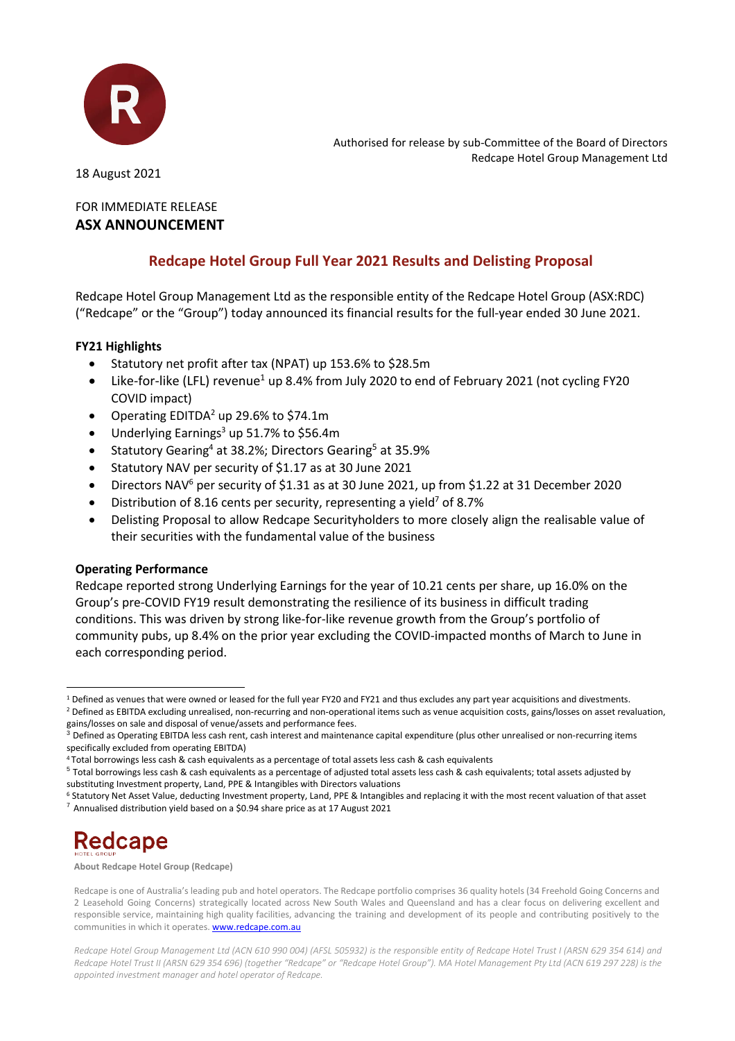Authorised for release by sub-Committee of the Board of Directors
Redcape Hotel Group Management Ltd

18 August 2021

FOR IMMEDIATE RELEASE
**ASX ANNOUNCEMENT**

## Redcape Hotel Group Full Year 2021 Results and Delisting Proposal

Redcape Hotel Group Management Ltd as the responsible entity of the Redcape Hotel Group (ASX:RDC) ("Redcape" or the "Group") today announced its financial results for the full-year ended 30 June 2021.

**FY21 Highlights**

- Statutory net profit after tax (NPAT) up 153.6% to $28.5m
- Like-for-like (LFL) revenue[1] up 8.4% from July 2020 to end of February 2021 (not cycling FY20 COVID impact)
- Operating EDITDA[2] up 29.6% to $74.1m
- Underlying Earnings[3] up 51.7% to $56.4m
- Statutory Gearing[4] at 38.2%; Directors Gearing[5] at 35.9%
- Statutory NAV per security of $1.17 as at 30 June 2021
- Directors NAV[6] per security of $1.31 as at 30 June 2021, up from $1.22 at 31 December 2020
- Distribution of 8.16 cents per security, representing a yield[7] of 8.7%
- Delisting Proposal to allow Redcape Securityholders to more closely align the realisable value of their securities with the fundamental value of the business

**Operating Performance**

Redcape reported strong Underlying Earnings for the year of 10.21 cents per share, up 16.0% on the Group's pre-COVID FY19 result demonstrating the resilience of its business in difficult trading conditions. This was driven by strong like-for-like revenue growth from the Group's portfolio of community pubs, up 8.4% on the prior year excluding the COVID-impacted months of March to June in each corresponding period.

---

[1] Defined as venues that were owned or leased for the full year FY20 and FY21 and thus excludes any part year acquisitions and divestments.
[2] Defined as EBITDA excluding unrealised, non-recurring and non-operational items such as venue acquisition costs, gains/losses on asset revaluation, gains/losses on sale and disposal of venue/assets and performance fees.
[3] Defined as Operating EBITDA less cash rent, cash interest and maintenance capital expenditure (plus other unrealised or non-recurring items specifically excluded from operating EBITDA)
[4] Total borrowings less cash & cash equivalents as a percentage of total assets less cash & cash equivalents
[5] Total borrowings less cash & cash equivalents as a percentage of adjusted total assets less cash & cash equivalents; total assets adjusted by substituting Investment property, Land, PPE & Intangibles with Directors valuations
[6] Statutory Net Asset Value, deducting Investment property, Land, PPE & Intangibles and replacing it with the most recent valuation of that asset
[7] Annualised distribution yield based on a $0.94 share price as at 17 August 2021

**About Redcape Hotel Group (Redcape)**

Redcape is one of Australia's leading pub and hotel operators. The Redcape portfolio comprises 36 quality hotels (34 Freehold Going Concerns and 2 Leasehold Going Concerns) strategically located across New South Wales and Queensland and has a clear focus on delivering excellent and responsible service, maintaining high quality facilities, advancing the training and development of its people and contributing positively to the communities in which it operates. www.redcape.com.au

*Redcape Hotel Group Management Ltd (ACN 610 990 004) (AFSL 505932) is the responsible entity of Redcape Hotel Trust I (ARSN 629 354 614) and Redcape Hotel Trust II (ARSN 629 354 696) (together "Redcape" or "Redcape Hotel Group"). MA Hotel Management Pty Ltd (ACN 619 297 228) is the appointed investment manager and hotel operator of Redcape.*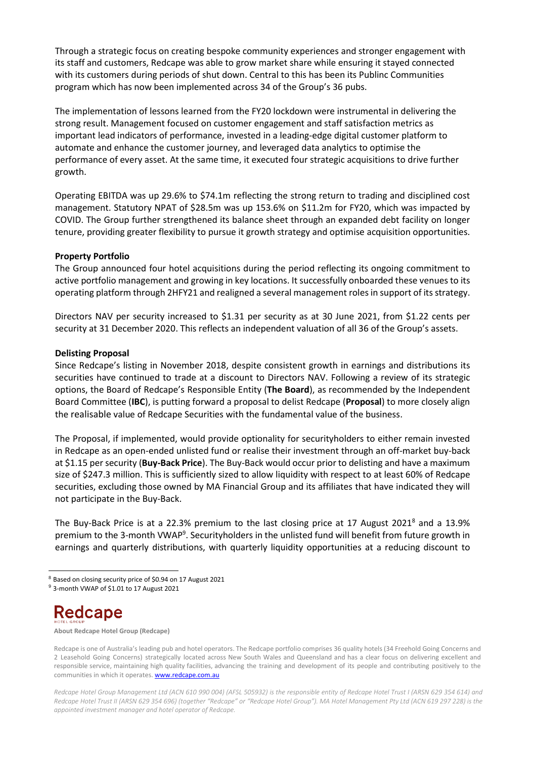Through a strategic focus on creating bespoke community experiences and stronger engagement with its staff and customers, Redcape was able to grow market share while ensuring it stayed connected with its customers during periods of shut down. Central to this has been its Publinc Communities program which has now been implemented across 34 of the Group's 36 pubs.

The implementation of lessons learned from the FY20 lockdown were instrumental in delivering the strong result. Management focused on customer engagement and staff satisfaction metrics as important lead indicators of performance, invested in a leading-edge digital customer platform to automate and enhance the customer journey, and leveraged data analytics to optimise the performance of every asset. At the same time, it executed four strategic acquisitions to drive further growth.

Operating EBITDA was up 29.6% to $74.1m reflecting the strong return to trading and disciplined cost management. Statutory NPAT of $28.5m was up 153.6% on $11.2m for FY20, which was impacted by COVID. The Group further strengthened its balance sheet through an expanded debt facility on longer tenure, providing greater flexibility to pursue it growth strategy and optimise acquisition opportunities.

**Property Portfolio**

The Group announced four hotel acquisitions during the period reflecting its ongoing commitment to active portfolio management and growing in key locations. It successfully onboarded these venues to its operating platform through 2HFY21 and realigned a several management roles in support of its strategy.

Directors NAV per security increased to $1.31 per security as at 30 June 2021, from $1.22 cents per security at 31 December 2020. This reflects an independent valuation of all 36 of the Group's assets.

**Delisting Proposal**

Since Redcape's listing in November 2018, despite consistent growth in earnings and distributions its securities have continued to trade at a discount to Directors NAV. Following a review of its strategic options, the Board of Redcape's Responsible Entity (**The Board**), as recommended by the Independent Board Committee (**IBC**), is putting forward a proposal to delist Redcape (**Proposal**) to more closely align the realisable value of Redcape Securities with the fundamental value of the business.

The Proposal, if implemented, would provide optionality for securityholders to either remain invested in Redcape as an open-ended unlisted fund or realise their investment through an off-market buy-back at $1.15 per security (**Buy-Back Price**). The Buy-Back would occur prior to delisting and have a maximum size of $247.3 million. This is sufficiently sized to allow liquidity with respect to at least 60% of Redcape securities, excluding those owned by MA Financial Group and its affiliates that have indicated they will not participate in the Buy-Back.

The Buy-Back Price is at a 22.3% premium to the last closing price at 17 August 2021[8] and a 13.9% premium to the 3-month VWAP[9]. Securityholders in the unlisted fund will benefit from future growth in earnings and quarterly distributions, with quarterly liquidity opportunities at a reducing discount to

[8] Based on closing security price of $0.94 on 17 August 2021

[9] 3-month VWAP of $1.01 to 17 August 2021

**About Redcape Hotel Group (Redcape)**

Redcape is one of Australia's leading pub and hotel operators. The Redcape portfolio comprises 36 quality hotels (34 Freehold Going Concerns and 2 Leasehold Going Concerns) strategically located across New South Wales and Queensland and has a clear focus on delivering excellent and responsible service, maintaining high quality facilities, advancing the training and development of its people and contributing positively to the communities in which it operates. www.redcape.com.au

*Redcape Hotel Group Management Ltd (ACN 610 990 004) (AFSL 505932) is the responsible entity of Redcape Hotel Trust I (ARSN 629 354 614) and Redcape Hotel Trust II (ARSN 629 354 696) (together "Redcape" or "Redcape Hotel Group"). MA Hotel Management Pty Ltd (ACN 619 297 228) is the appointed investment manager and hotel operator of Redcape.*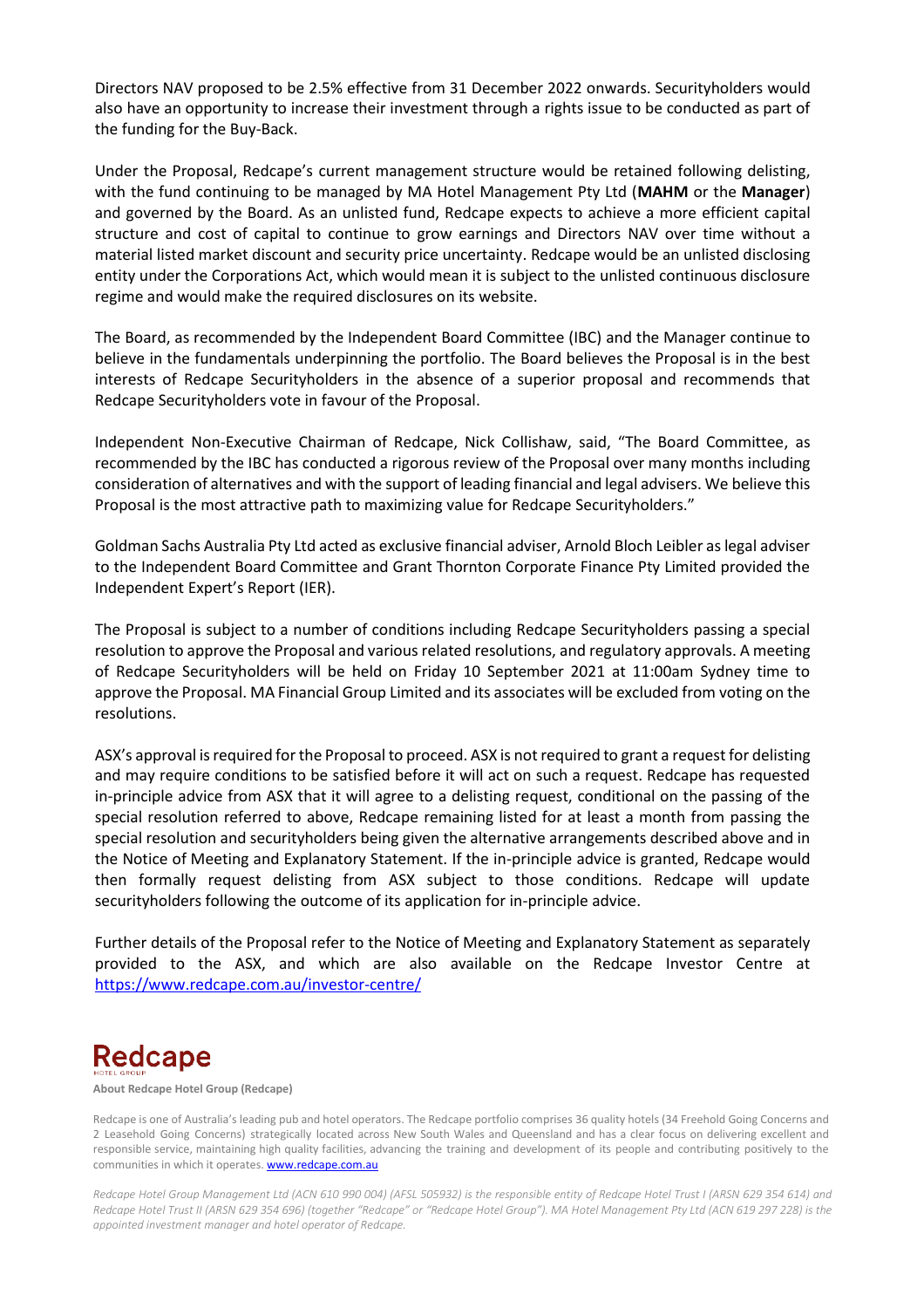Directors NAV proposed to be 2.5% effective from 31 December 2022 onwards. Securityholders would also have an opportunity to increase their investment through a rights issue to be conducted as part of the funding for the Buy-Back.

Under the Proposal, Redcape's current management structure would be retained following delisting, with the fund continuing to be managed by MA Hotel Management Pty Ltd (**MAHM** or the **Manager**) and governed by the Board. As an unlisted fund, Redcape expects to achieve a more efficient capital structure and cost of capital to continue to grow earnings and Directors NAV over time without a material listed market discount and security price uncertainty. Redcape would be an unlisted disclosing entity under the Corporations Act, which would mean it is subject to the unlisted continuous disclosure regime and would make the required disclosures on its website.

The Board, as recommended by the Independent Board Committee (IBC) and the Manager continue to believe in the fundamentals underpinning the portfolio. The Board believes the Proposal is in the best interests of Redcape Securityholders in the absence of a superior proposal and recommends that Redcape Securityholders vote in favour of the Proposal.

Independent Non-Executive Chairman of Redcape, Nick Collishaw, said, "The Board Committee, as recommended by the IBC has conducted a rigorous review of the Proposal over many months including consideration of alternatives and with the support of leading financial and legal advisers. We believe this Proposal is the most attractive path to maximizing value for Redcape Securityholders."

Goldman Sachs Australia Pty Ltd acted as exclusive financial adviser, Arnold Bloch Leibler as legal adviser to the Independent Board Committee and Grant Thornton Corporate Finance Pty Limited provided the Independent Expert's Report (IER).

The Proposal is subject to a number of conditions including Redcape Securityholders passing a special resolution to approve the Proposal and various related resolutions, and regulatory approvals. A meeting of Redcape Securityholders will be held on Friday 10 September 2021 at 11:00am Sydney time to approve the Proposal. MA Financial Group Limited and its associates will be excluded from voting on the resolutions.

ASX's approval is required for the Proposal to proceed. ASX is not required to grant a request for delisting and may require conditions to be satisfied before it will act on such a request. Redcape has requested in-principle advice from ASX that it will agree to a delisting request, conditional on the passing of the special resolution referred to above, Redcape remaining listed for at least a month from passing the special resolution and securityholders being given the alternative arrangements described above and in the Notice of Meeting and Explanatory Statement. If the in-principle advice is granted, Redcape would then formally request delisting from ASX subject to those conditions. Redcape will update securityholders following the outcome of its application for in-principle advice.

Further details of the Proposal refer to the Notice of Meeting and Explanatory Statement as separately provided to the ASX, and which are also available on the Redcape Investor Centre at https://www.redcape.com.au/investor-centre/

Redcape
HOTEL GROUP

**About Redcape Hotel Group (Redcape)**

Redcape is one of Australia's leading pub and hotel operators. The Redcape portfolio comprises 36 quality hotels (34 Freehold Going Concerns and 2 Leasehold Going Concerns) strategically located across New South Wales and Queensland and has a clear focus on delivering excellent and responsible service, maintaining high quality facilities, advancing the training and development of its people and contributing positively to the communities in which it operates. www.redcape.com.au

*Redcape Hotel Group Management Ltd (ACN 610 990 004) (AFSL 505932) is the responsible entity of Redcape Hotel Trust I (ARSN 629 354 614) and Redcape Hotel Trust II (ARSN 629 354 696) (together "Redcape" or "Redcape Hotel Group"). MA Hotel Management Pty Ltd (ACN 619 297 228) is the appointed investment manager and hotel operator of Redcape.*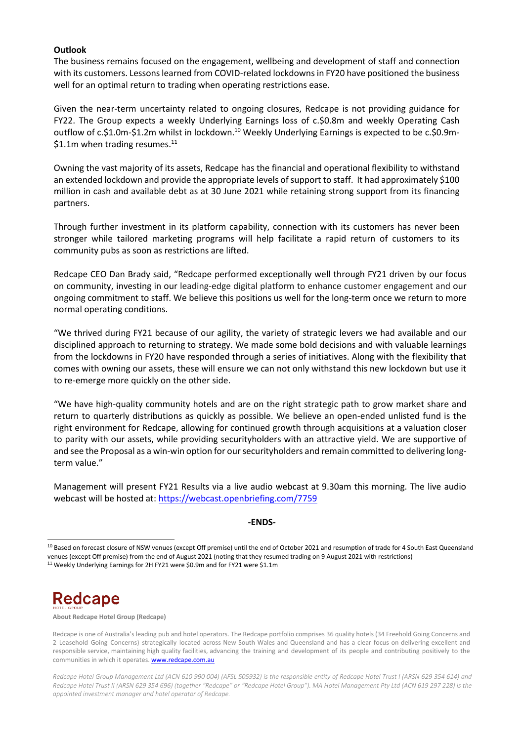**Outlook**

The business remains focused on the engagement, wellbeing and development of staff and connection with its customers. Lessons learned from COVID-related lockdowns in FY20 have positioned the business well for an optimal return to trading when operating restrictions ease.

Given the near-term uncertainty related to ongoing closures, Redcape is not providing guidance for FY22. The Group expects a weekly Underlying Earnings loss of c.$0.8m and weekly Operating Cash outflow of c.$1.0m-$1.2m whilst in lockdown.[10] Weekly Underlying Earnings is expected to be c.$0.9m-$1.1m when trading resumes.[11]

Owning the vast majority of its assets, Redcape has the financial and operational flexibility to withstand an extended lockdown and provide the appropriate levels of support to staff. It had approximately $100 million in cash and available debt as at 30 June 2021 while retaining strong support from its financing partners.

Through further investment in its platform capability, connection with its customers has never been stronger while tailored marketing programs will help facilitate a rapid return of customers to its community pubs as soon as restrictions are lifted.

Redcape CEO Dan Brady said, "Redcape performed exceptionally well through FY21 driven by our focus on community, investing in our leading-edge digital platform to enhance customer engagement and our ongoing commitment to staff. We believe this positions us well for the long-term once we return to more normal operating conditions.

"We thrived during FY21 because of our agility, the variety of strategic levers we had available and our disciplined approach to returning to strategy. We made some bold decisions and with valuable learnings from the lockdowns in FY20 have responded through a series of initiatives. Along with the flexibility that comes with owning our assets, these will ensure we can not only withstand this new lockdown but use it to re-emerge more quickly on the other side.

"We have high-quality community hotels and are on the right strategic path to grow market share and return to quarterly distributions as quickly as possible. We believe an open-ended unlisted fund is the right environment for Redcape, allowing for continued growth through acquisitions at a valuation closer to parity with our assets, while providing securityholders with an attractive yield. We are supportive of and see the Proposal as a win-win option for our securityholders and remain committed to delivering long-term value."

Management will present FY21 Results via a live audio webcast at 9.30am this morning. The live audio webcast will be hosted at: [https://webcast.openbriefing.com/7759](https://webcast.openbriefing.com/7759)

**-ENDS-**

[10] Based on forecast closure of NSW venues (except Off premise) until the end of October 2021 and resumption of trade for 4 South East Queensland venues (except Off premise) from the end of August 2021 (noting that they resumed trading on 9 August 2021 with restrictions)
[11] Weekly Underlying Earnings for 2H FY21 were $0.9m and for FY21 were $1.1m

**Redcape** HOTEL GROUP

**About Redcape Hotel Group (Redcape)**

Redcape is one of Australia's leading pub and hotel operators. The Redcape portfolio comprises 36 quality hotels (34 Freehold Going Concerns and 2 Leasehold Going Concerns) strategically located across New South Wales and Queensland and has a clear focus on delivering excellent and responsible service, maintaining high quality facilities, advancing the training and development of its people and contributing positively to the communities in which it operates. [www.redcape.com.au](http://www.redcape.com.au)

*Redcape Hotel Group Management Ltd (ACN 610 990 004) (AFSL 505932) is the responsible entity of Redcape Hotel Trust I (ARSN 629 354 614) and Redcape Hotel Trust II (ARSN 629 354 696) (together "Redcape" or "Redcape Hotel Group"). MA Hotel Management Pty Ltd (ACN 619 297 228) is the appointed investment manager and hotel operator of Redcape.*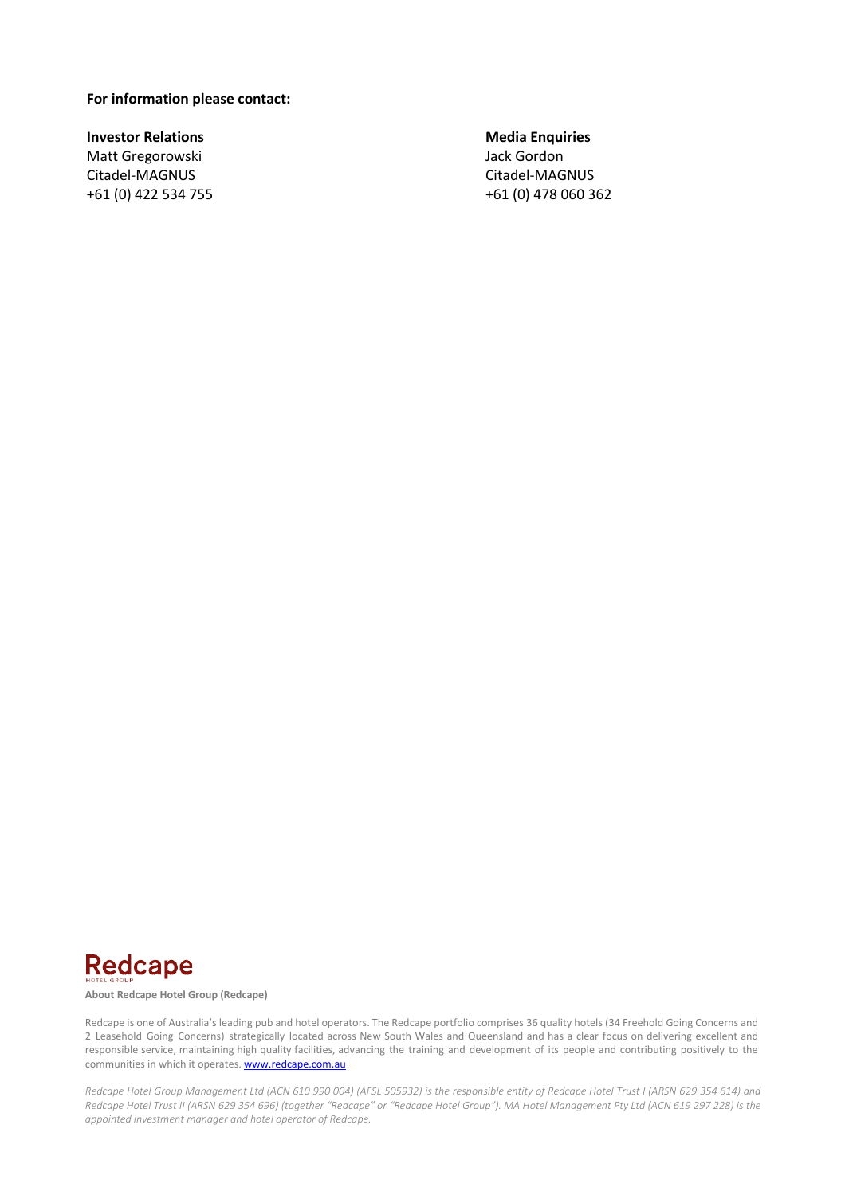**For information please contact:**

**Investor Relations**
Matt Gregorowski
Citadel-MAGNUS
+61 (0) 422 534 755

**Media Enquiries**
Jack Gordon
Citadel-MAGNUS
+61 (0) 478 060 362

Redcape
HOTEL GROUP

**About Redcape Hotel Group (Redcape)**

Redcape is one of Australia's leading pub and hotel operators. The Redcape portfolio comprises 36 quality hotels (34 Freehold Going Concerns and 2 Leasehold Going Concerns) strategically located across New South Wales and Queensland and has a clear focus on delivering excellent and responsible service, maintaining high quality facilities, advancing the training and development of its people and contributing positively to the communities in which it operates. www.redcape.com.au

*Redcape Hotel Group Management Ltd (ACN 610 990 004) (AFSL 505932) is the responsible entity of Redcape Hotel Trust I (ARSN 629 354 614) and Redcape Hotel Trust II (ARSN 629 354 696) (together "Redcape" or "Redcape Hotel Group"). MA Hotel Management Pty Ltd (ACN 619 297 228) is the appointed investment manager and hotel operator of Redcape.*